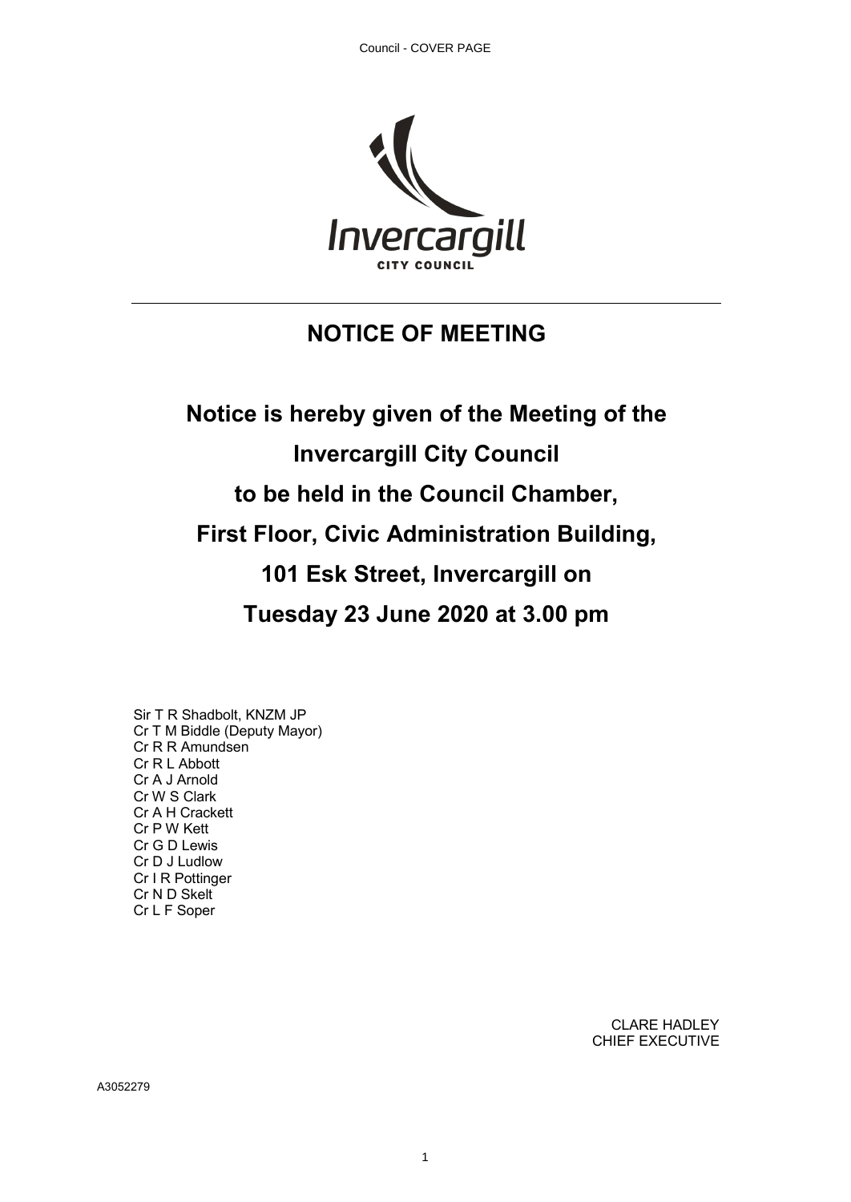# NOTICE OF MEETING

## Notice is hereby given of the Meeting of the Invercargill City Council to be held in the Council Chamber, First Floor, Civic Administration Building, 101 Esk Street, Invercargill on Tuesday 23 June 2020 at 3.00 pm

Sir T R Shadbolt, KNZM JP
Cr T M Biddle (Deputy Mayor)
Cr R R Amundsen
Cr R L Abbott
Cr A J Arnold
Cr W S Clark
Cr A H Crackett
Cr P W Kett
Cr G D Lewis
Cr D J Ludlow
Cr I R Pottinger
Cr N D Skelt
Cr L F Soper

CLARE HADLEY
CHIEF EXECUTIVE

A3052279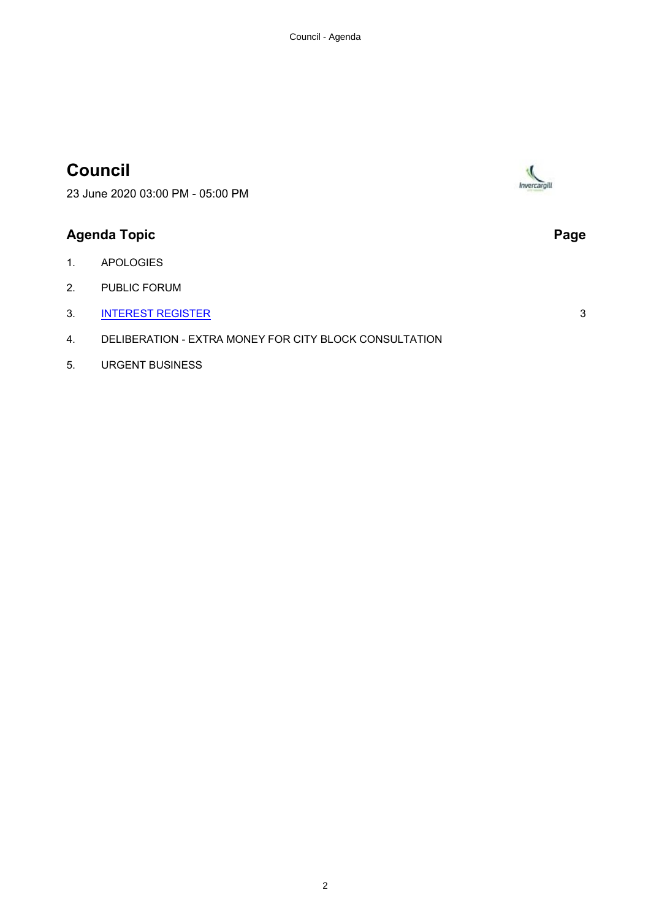# Council

23 June 2020 03:00 PM - 05:00 PM

| Agenda Topic | | Page |
| --- | --- | --- |
| 1. | APOLOGIES | |
| 2. | PUBLIC FORUM | |
| 3. | INTEREST REGISTER | 3 |
| 4. | DELIBERATION - EXTRA MONEY FOR CITY BLOCK CONSULTATION | |
| 5. | URGENT BUSINESS | |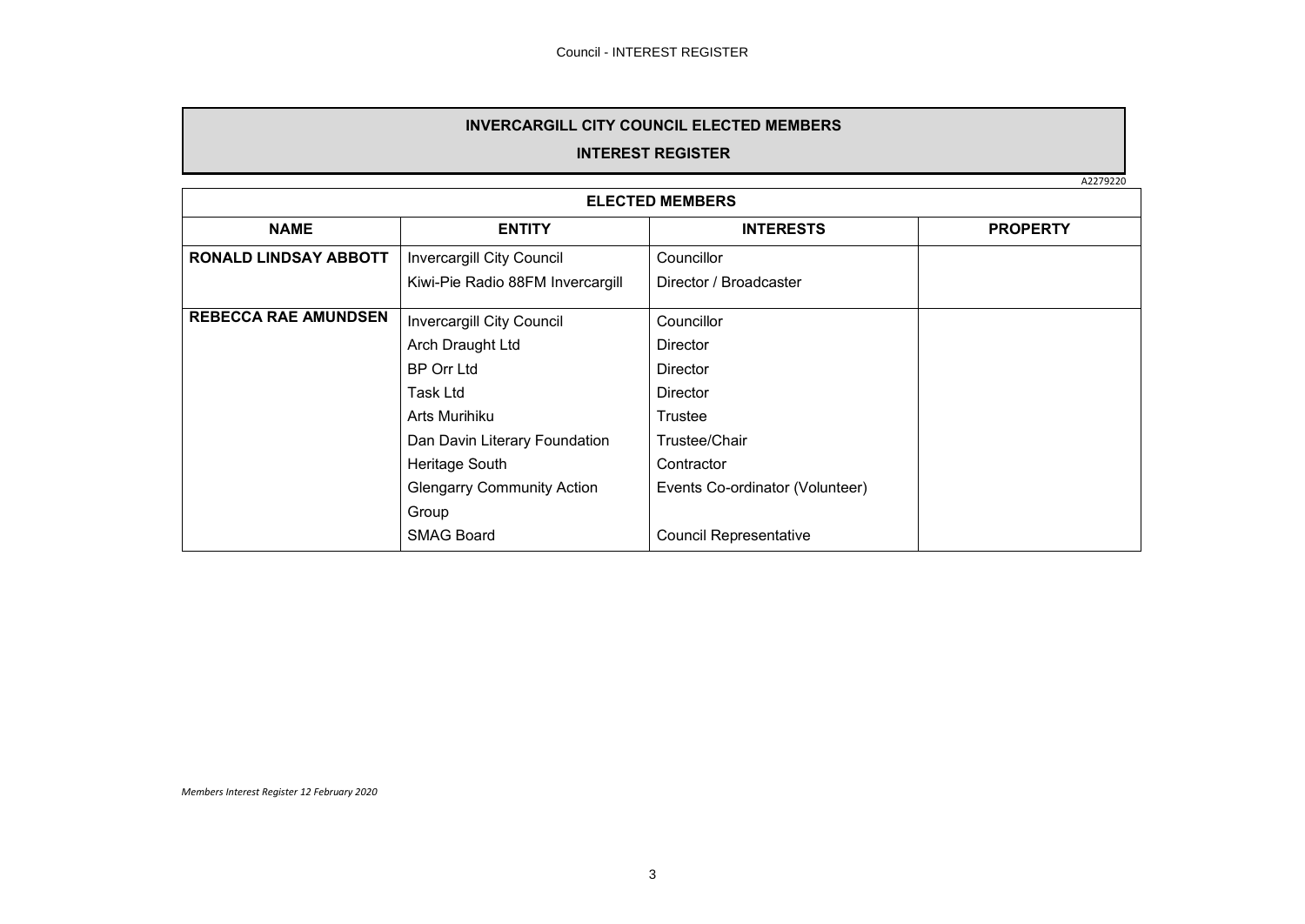**INVERCARGILL CITY COUNCIL ELECTED MEMBERS**

**INTEREST REGISTER**

A2279220

| ELECTED MEMBERS | | | |
|---|---|---|---|
| **NAME** | **ENTITY** | **INTERESTS** | **PROPERTY** |
| **RONALD LINDSAY ABBOTT** | Invercargill City Council | Councillor | |
| | Kiwi-Pie Radio 88FM Invercargill | Director / Broadcaster | |
| **REBECCA RAE AMUNDSEN** | Invercargill City Council | Councillor | |
| | Arch Draught Ltd | Director | |
| | BP Orr Ltd | Director | |
| | Task Ltd | Director | |
| | Arts Murihiku | Trustee | |
| | Dan Davin Literary Foundation | Trustee/Chair | |
| | Heritage South | Contractor | |
| | Glengarry Community Action Group | Events Co-ordinator (Volunteer) | |
| | SMAG Board | Council Representative | |

*Members Interest Register 12 February 2020*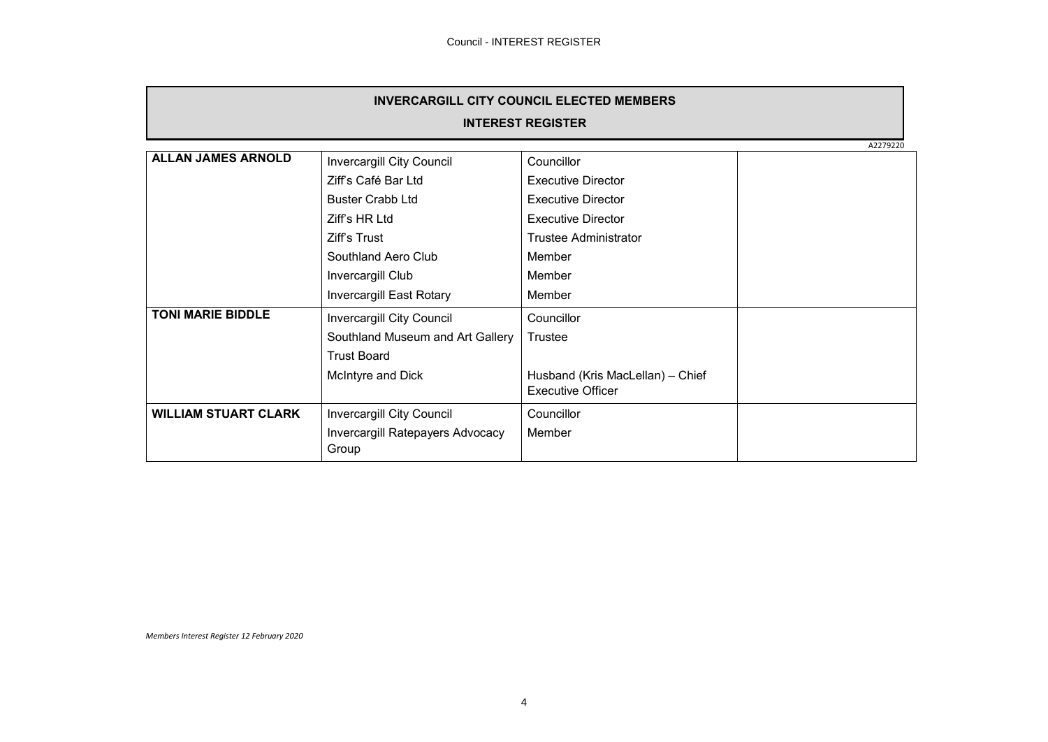# INVERCARGILL CITY COUNCIL ELECTED MEMBERS

## INTEREST REGISTER

A2279220

| | | | |
|---|---|---|---|
| **ALLAN JAMES ARNOLD** | Invercargill City Council | Councillor | |
| | Ziff's Café Bar Ltd | Executive Director | |
| | Buster Crabb Ltd | Executive Director | |
| | Ziff's HR Ltd | Executive Director | |
| | Ziff's Trust | Trustee Administrator | |
| | Southland Aero Club | Member | |
| | Invercargill Club | Member | |
| | Invercargill East Rotary | Member | |
| **TONI MARIE BIDDLE** | Invercargill City Council | Councillor | |
| | Southland Museum and Art Gallery Trust Board | Trustee | |
| | McIntyre and Dick | Husband (Kris MacLellan) – Chief Executive Officer | |
| **WILLIAM STUART CLARK** | Invercargill City Council | Councillor | |
| | Invercargill Ratepayers Advocacy Group | Member | |

*Members Interest Register 12 February 2020*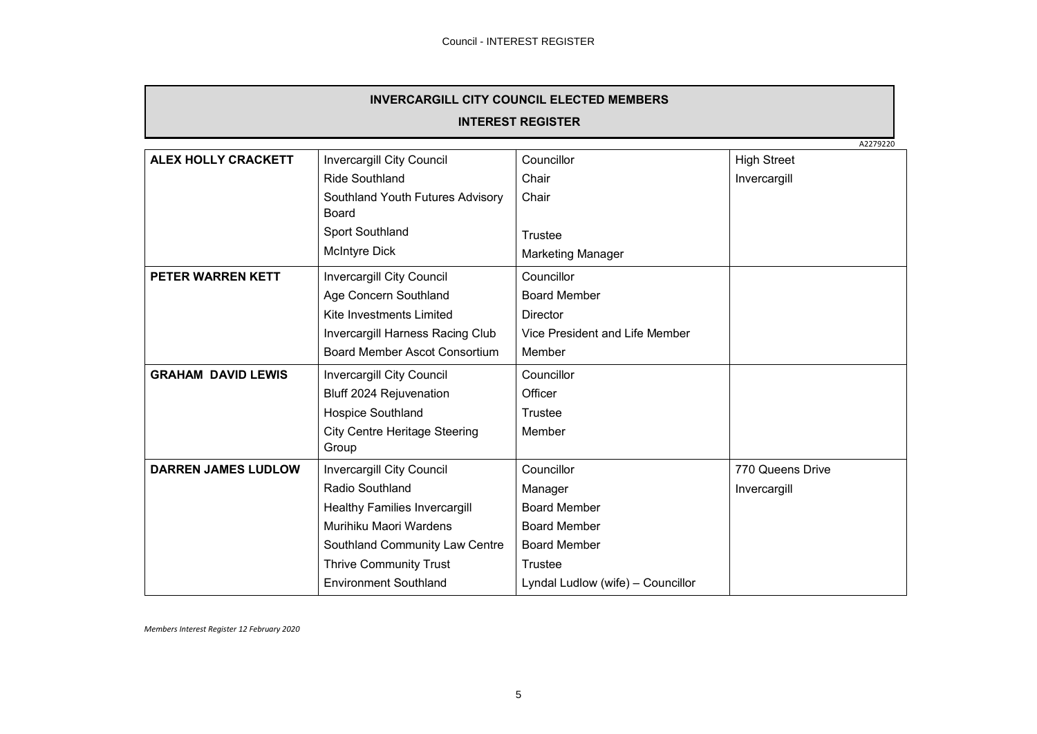## INVERCARGILL CITY COUNCIL ELECTED MEMBERS

## INTEREST REGISTER

A2279220

| | | | |
|---|---|---|---|
| **ALEX HOLLY CRACKETT** | Invercargill City Council | Councillor | High Street |
| | Ride Southland | Chair | Invercargill |
| | Southland Youth Futures Advisory Board | Chair | |
| | Sport Southland | Trustee | |
| | McIntyre Dick | Marketing Manager | |
| **PETER WARREN KETT** | Invercargill City Council | Councillor | |
| | Age Concern Southland | Board Member | |
| | Kite Investments Limited | Director | |
| | Invercargill Harness Racing Club | Vice President and Life Member | |
| | Board Member Ascot Consortium | Member | |
| **GRAHAM DAVID LEWIS** | Invercargill City Council | Councillor | |
| | Bluff 2024 Rejuvenation | Officer | |
| | Hospice Southland | Trustee | |
| | City Centre Heritage Steering Group | Member | |
| **DARREN JAMES LUDLOW** | Invercargill City Council | Councillor | 770 Queens Drive |
| | Radio Southland | Manager | Invercargill |
| | Healthy Families Invercargill | Board Member | |
| | Murihiku Maori Wardens | Board Member | |
| | Southland Community Law Centre | Board Member | |
| | Thrive Community Trust | Trustee | |
| | Environment Southland | Lyndal Ludlow (wife) – Councillor | |

*Members Interest Register 12 February 2020*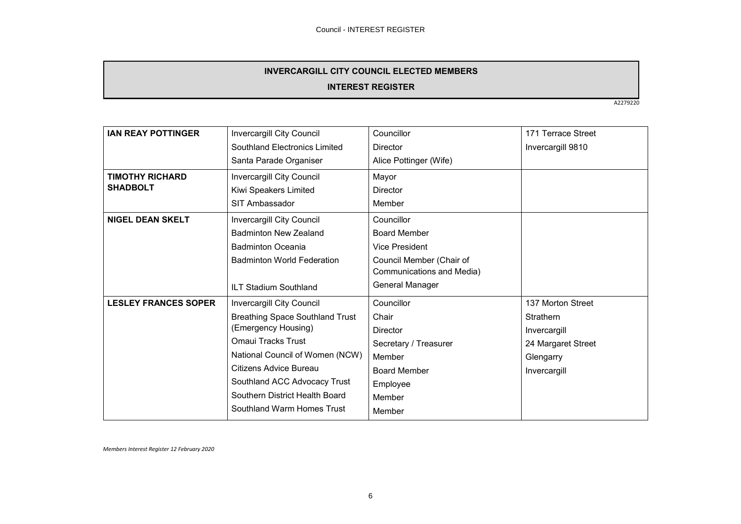# INVERCARGILL CITY COUNCIL ELECTED MEMBERS

## INTEREST REGISTER

A2279220

| | | | |
|---|---|---|---|
| **IAN REAY POTTINGER** | Invercargill City Council<br>Southland Electronics Limited<br>Santa Parade Organiser | Councillor<br>Director<br>Alice Pottinger (Wife) | 171 Terrace Street<br>Invercargill 9810 |
| **TIMOTHY RICHARD SHADBOLT** | Invercargill City Council<br>Kiwi Speakers Limited<br>SIT Ambassador | Mayor<br>Director<br>Member | |
| **NIGEL DEAN SKELT** | Invercargill City Council<br>Badminton New Zealand<br>Badminton Oceania<br>Badminton World Federation<br>ILT Stadium Southland | Councillor<br>Board Member<br>Vice President<br>Council Member (Chair of Communications and Media)<br>General Manager | |
| **LESLEY FRANCES SOPER** | Invercargill City Council<br>Breathing Space Southland Trust (Emergency Housing)<br>Omaui Tracks Trust<br>National Council of Women (NCW)<br>Citizens Advice Bureau<br>Southland ACC Advocacy Trust<br>Southern District Health Board<br>Southland Warm Homes Trust | Councillor<br>Chair<br>Director<br>Secretary / Treasurer<br>Member<br>Board Member<br>Employee<br>Member<br>Member | 137 Morton Street<br>Strathern<br>Invercargill<br>24 Margaret Street<br>Glengarry<br>Invercargill |

*Members Interest Register 12 February 2020*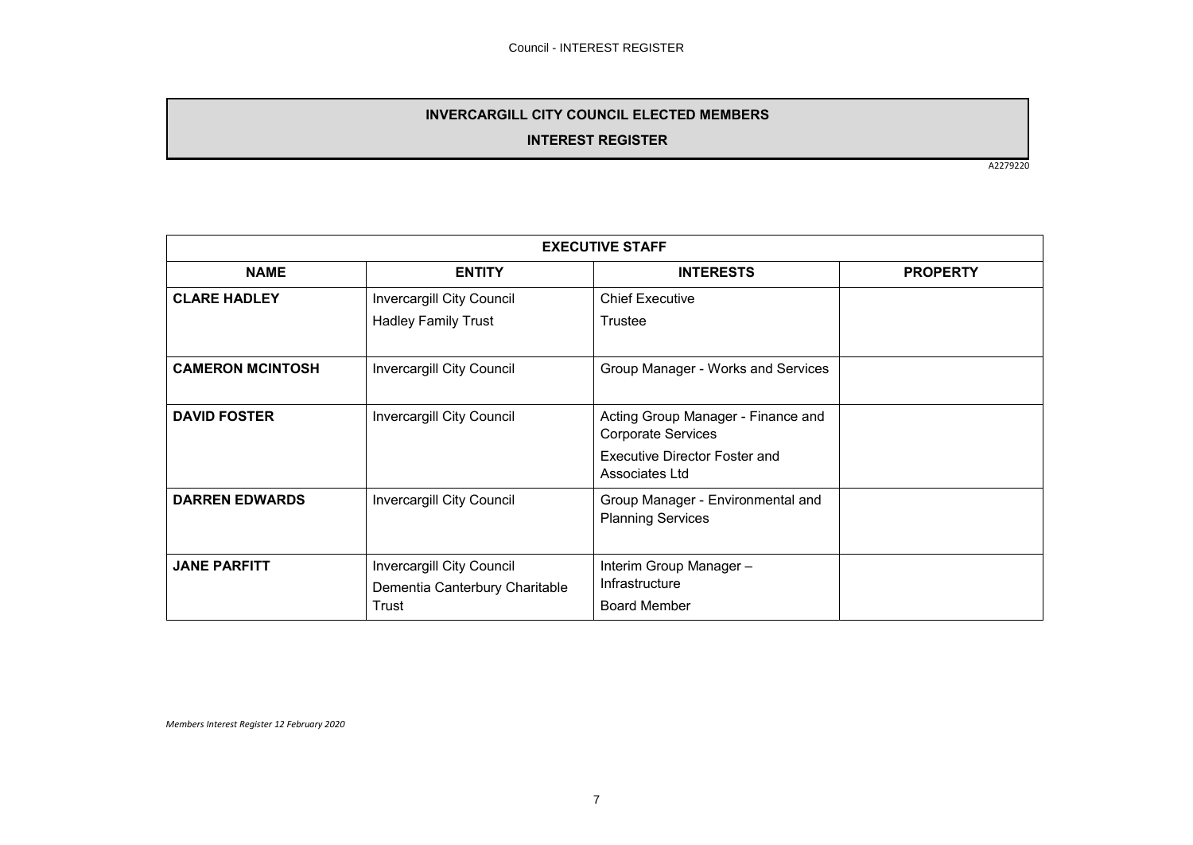## INVERCARGILL CITY COUNCIL ELECTED MEMBERS

## INTEREST REGISTER

A2279220

| EXECUTIVE STAFF | | | |
|---|---|---|---|
| **NAME** | **ENTITY** | **INTERESTS** | **PROPERTY** |
| **CLARE HADLEY** | Invercargill City Council<br>Hadley Family Trust | Chief Executive<br>Trustee | |
| **CAMERON MCINTOSH** | Invercargill City Council | Group Manager - Works and Services | |
| **DAVID FOSTER** | Invercargill City Council | Acting Group Manager - Finance and Corporate Services<br>Executive Director Foster and Associates Ltd | |
| **DARREN EDWARDS** | Invercargill City Council | Group Manager - Environmental and Planning Services | |
| **JANE PARFITT** | Invercargill City Council<br>Dementia Canterbury Charitable Trust | Interim Group Manager – Infrastructure<br>Board Member | |

*Members Interest Register 12 February 2020*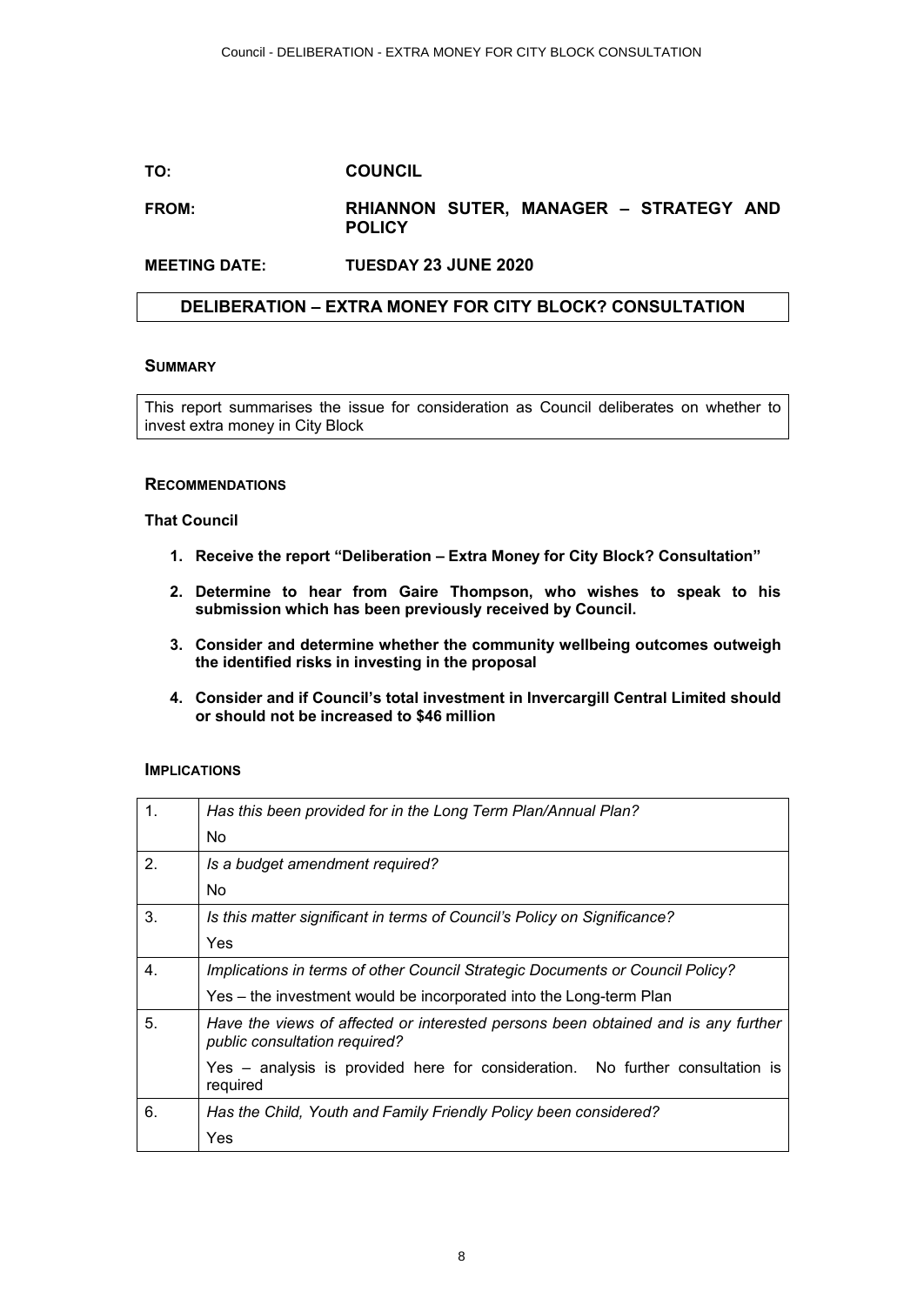**TO:** **COUNCIL**

**FROM:** **RHIANNON SUTER, MANAGER – STRATEGY AND POLICY**

**MEETING DATE:** **TUESDAY 23 JUNE 2020**

## DELIBERATION – EXTRA MONEY FOR CITY BLOCK? CONSULTATION

### SUMMARY

This report summarises the issue for consideration as Council deliberates on whether to invest extra money in City Block

### RECOMMENDATIONS

**That Council**

1. **Receive the report "Deliberation – Extra Money for City Block? Consultation"**
2. **Determine to hear from Gaire Thompson, who wishes to speak to his submission which has been previously received by Council.**
3. **Consider and determine whether the community wellbeing outcomes outweigh the identified risks in investing in the proposal**
4. **Consider and if Council's total investment in Invercargill Central Limited should or should not be increased to $46 million**

### IMPLICATIONS

| | |
|---|---|
| 1. | *Has this been provided for in the Long Term Plan/Annual Plan?*<br>No |
| 2. | *Is a budget amendment required?*<br>No |
| 3. | *Is this matter significant in terms of Council's Policy on Significance?*<br>Yes |
| 4. | *Implications in terms of other Council Strategic Documents or Council Policy?*<br>Yes – the investment would be incorporated into the Long-term Plan |
| 5. | *Have the views of affected or interested persons been obtained and is any further public consultation required?*<br>Yes – analysis is provided here for consideration. No further consultation is required |
| 6. | *Has the Child, Youth and Family Friendly Policy been considered?*<br>Yes |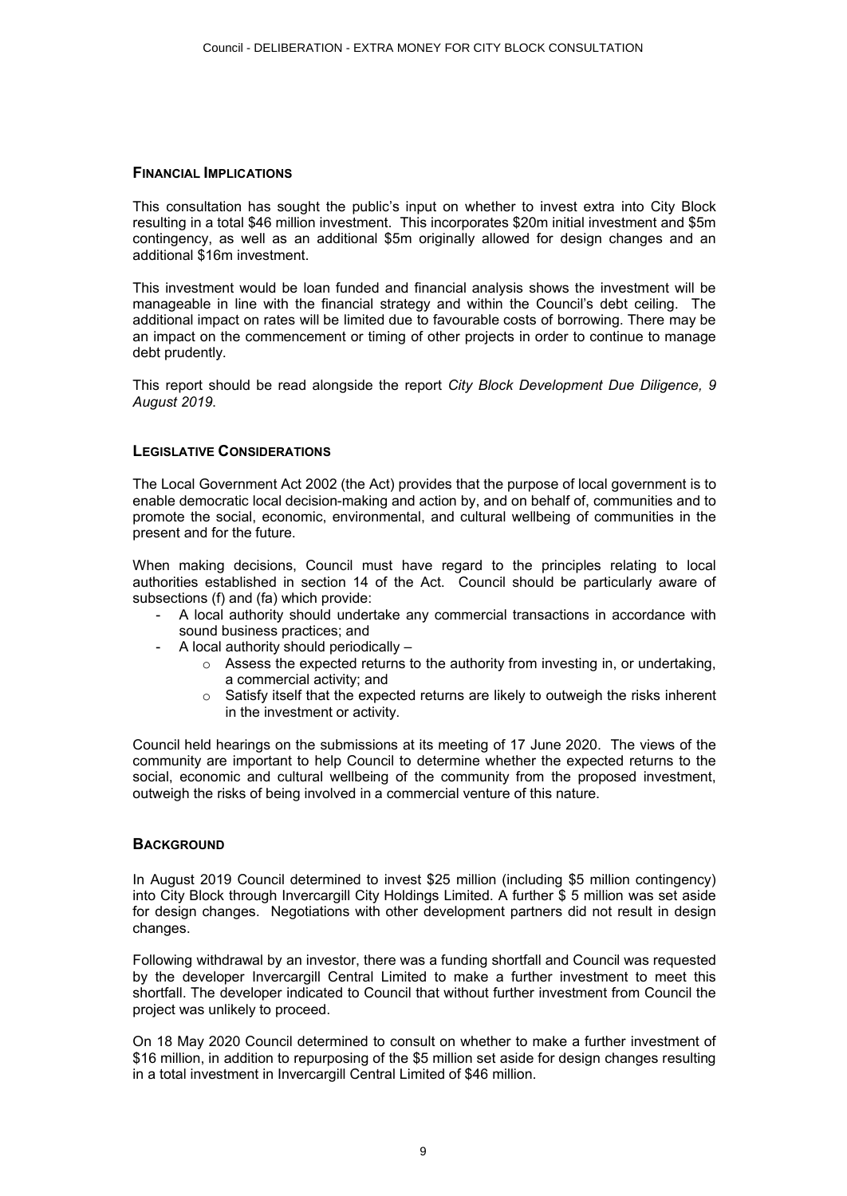## FINANCIAL IMPLICATIONS

This consultation has sought the public's input on whether to invest extra into City Block resulting in a total $46 million investment. This incorporates $20m initial investment and $5m contingency, as well as an additional $5m originally allowed for design changes and an additional $16m investment.

This investment would be loan funded and financial analysis shows the investment will be manageable in line with the financial strategy and within the Council's debt ceiling. The additional impact on rates will be limited due to favourable costs of borrowing. There may be an impact on the commencement or timing of other projects in order to continue to manage debt prudently.

This report should be read alongside the report *City Block Development Due Diligence, 9 August 2019.*

## LEGISLATIVE CONSIDERATIONS

The Local Government Act 2002 (the Act) provides that the purpose of local government is to enable democratic local decision-making and action by, and on behalf of, communities and to promote the social, economic, environmental, and cultural wellbeing of communities in the present and for the future.

When making decisions, Council must have regard to the principles relating to local authorities established in section 14 of the Act. Council should be particularly aware of subsections (f) and (fa) which provide:

- A local authority should undertake any commercial transactions in accordance with sound business practices; and
- A local authority should periodically –
  - Assess the expected returns to the authority from investing in, or undertaking, a commercial activity; and
  - Satisfy itself that the expected returns are likely to outweigh the risks inherent in the investment or activity.

Council held hearings on the submissions at its meeting of 17 June 2020. The views of the community are important to help Council to determine whether the expected returns to the social, economic and cultural wellbeing of the community from the proposed investment, outweigh the risks of being involved in a commercial venture of this nature.

## BACKGROUND

In August 2019 Council determined to invest $25 million (including $5 million contingency) into City Block through Invercargill City Holdings Limited. A further $ 5 million was set aside for design changes. Negotiations with other development partners did not result in design changes.

Following withdrawal by an investor, there was a funding shortfall and Council was requested by the developer Invercargill Central Limited to make a further investment to meet this shortfall. The developer indicated to Council that without further investment from Council the project was unlikely to proceed.

On 18 May 2020 Council determined to consult on whether to make a further investment of $16 million, in addition to repurposing of the $5 million set aside for design changes resulting in a total investment in Invercargill Central Limited of $46 million.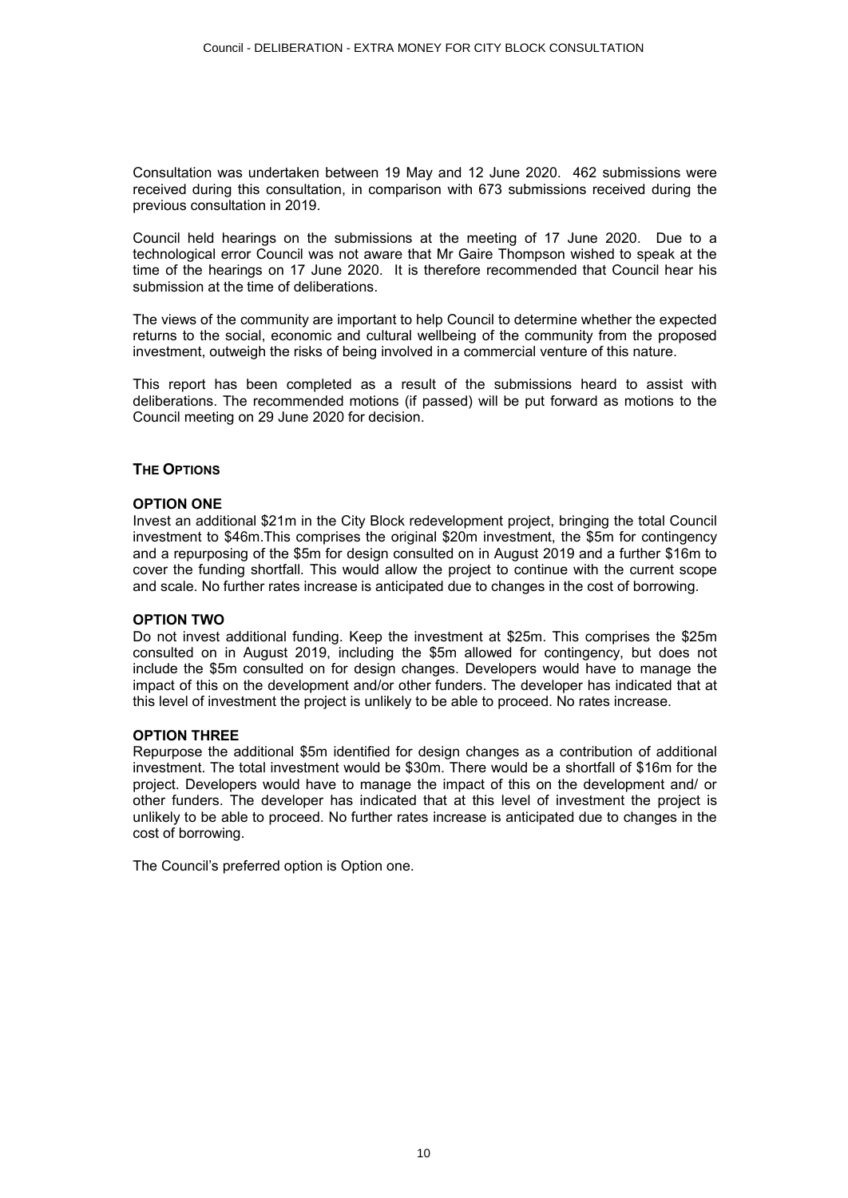Consultation was undertaken between 19 May and 12 June 2020. 462 submissions were received during this consultation, in comparison with 673 submissions received during the previous consultation in 2019.

Council held hearings on the submissions at the meeting of 17 June 2020. Due to a technological error Council was not aware that Mr Gaire Thompson wished to speak at the time of the hearings on 17 June 2020. It is therefore recommended that Council hear his submission at the time of deliberations.

The views of the community are important to help Council to determine whether the expected returns to the social, economic and cultural wellbeing of the community from the proposed investment, outweigh the risks of being involved in a commercial venture of this nature.

This report has been completed as a result of the submissions heard to assist with deliberations. The recommended motions (if passed) will be put forward as motions to the Council meeting on 29 June 2020 for decision.

## THE OPTIONS

### OPTION ONE

Invest an additional $21m in the City Block redevelopment project, bringing the total Council investment to $46m.This comprises the original $20m investment, the $5m for contingency and a repurposing of the $5m for design consulted on in August 2019 and a further $16m to cover the funding shortfall. This would allow the project to continue with the current scope and scale. No further rates increase is anticipated due to changes in the cost of borrowing.

### OPTION TWO

Do not invest additional funding. Keep the investment at $25m. This comprises the $25m consulted on in August 2019, including the $5m allowed for contingency, but does not include the $5m consulted on for design changes. Developers would have to manage the impact of this on the development and/or other funders. The developer has indicated that at this level of investment the project is unlikely to be able to proceed. No rates increase.

### OPTION THREE

Repurpose the additional $5m identified for design changes as a contribution of additional investment. The total investment would be $30m. There would be a shortfall of $16m for the project. Developers would have to manage the impact of this on the development and/ or other funders. The developer has indicated that at this level of investment the project is unlikely to be able to proceed. No further rates increase is anticipated due to changes in the cost of borrowing.

The Council's preferred option is Option one.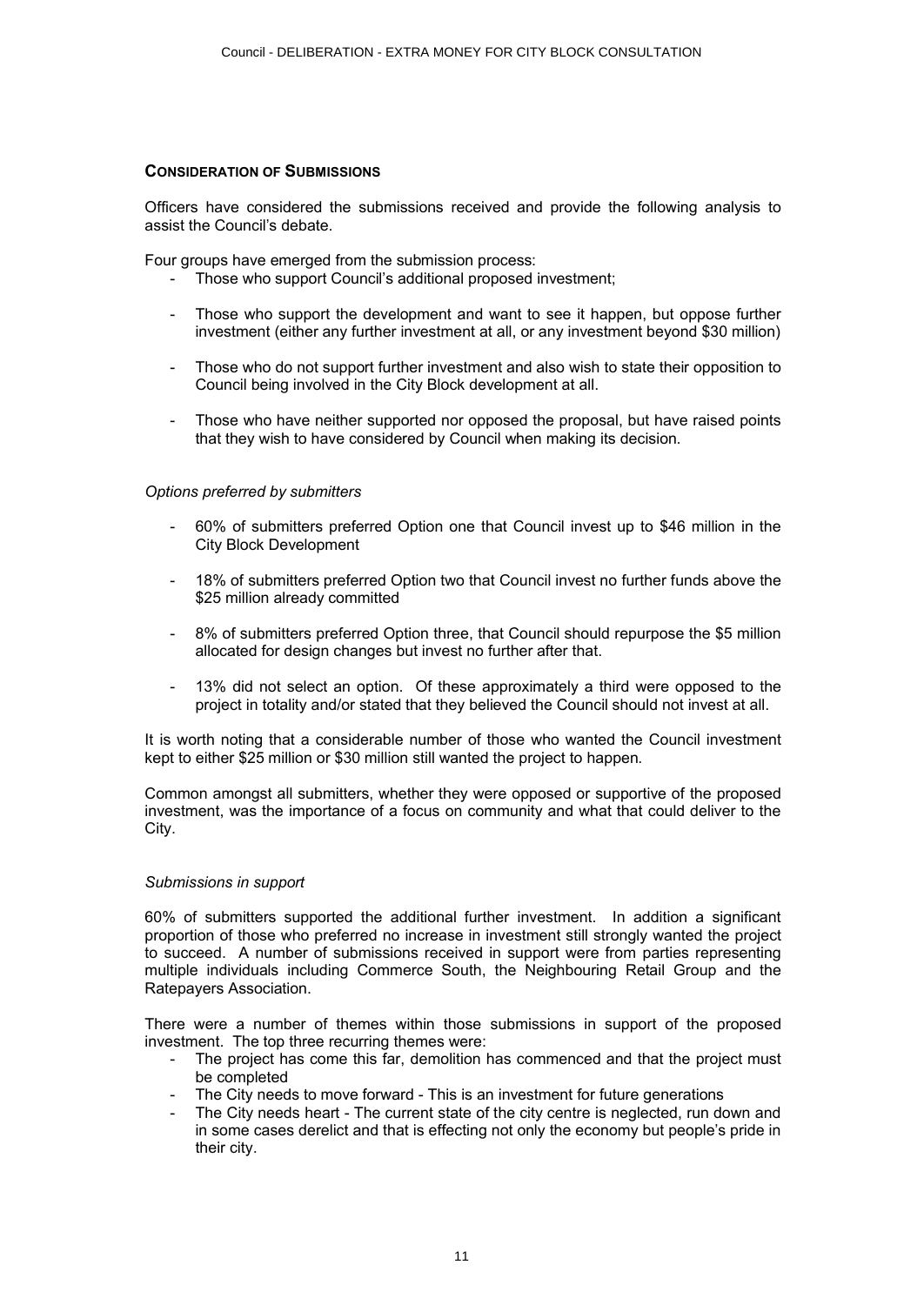**CONSIDERATION OF SUBMISSIONS**

Officers have considered the submissions received and provide the following analysis to assist the Council's debate.

Four groups have emerged from the submission process:

- Those who support Council's additional proposed investment;
- Those who support the development and want to see it happen, but oppose further investment (either any further investment at all, or any investment beyond $30 million)
- Those who do not support further investment and also wish to state their opposition to Council being involved in the City Block development at all.
- Those who have neither supported nor opposed the proposal, but have raised points that they wish to have considered by Council when making its decision.

*Options preferred by submitters*

- 60% of submitters preferred Option one that Council invest up to $46 million in the City Block Development
- 18% of submitters preferred Option two that Council invest no further funds above the $25 million already committed
- 8% of submitters preferred Option three, that Council should repurpose the $5 million allocated for design changes but invest no further after that.
- 13% did not select an option. Of these approximately a third were opposed to the project in totality and/or stated that they believed the Council should not invest at all.

It is worth noting that a considerable number of those who wanted the Council investment kept to either $25 million or $30 million still wanted the project to happen.

Common amongst all submitters, whether they were opposed or supportive of the proposed investment, was the importance of a focus on community and what that could deliver to the City.

*Submissions in support*

60% of submitters supported the additional further investment. In addition a significant proportion of those who preferred no increase in investment still strongly wanted the project to succeed. A number of submissions received in support were from parties representing multiple individuals including Commerce South, the Neighbouring Retail Group and the Ratepayers Association.

There were a number of themes within those submissions in support of the proposed investment. The top three recurring themes were:

- The project has come this far, demolition has commenced and that the project must be completed
- The City needs to move forward - This is an investment for future generations
- The City needs heart - The current state of the city centre is neglected, run down and in some cases derelict and that is effecting not only the economy but people's pride in their city.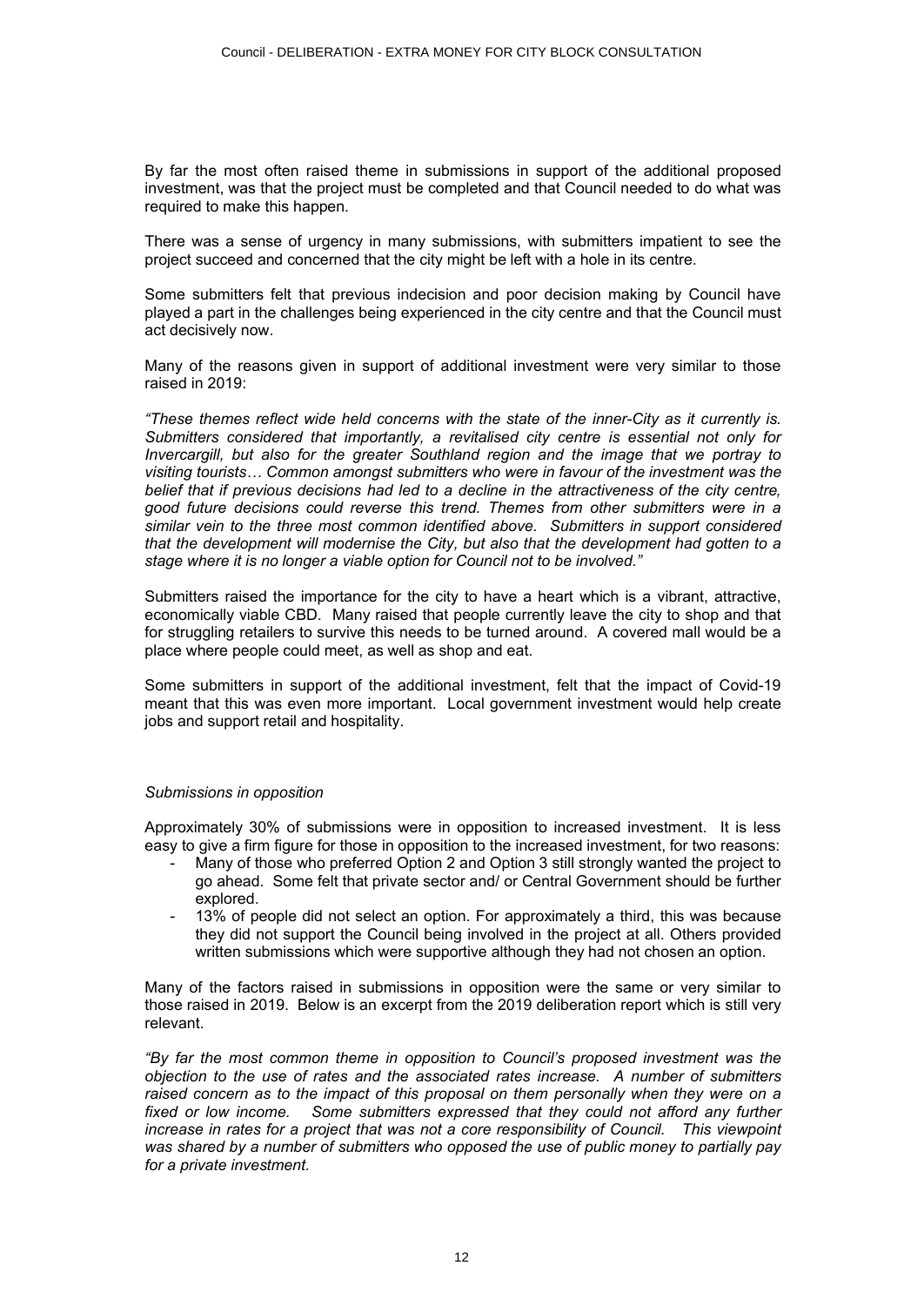By far the most often raised theme in submissions in support of the additional proposed investment, was that the project must be completed and that Council needed to do what was required to make this happen.

There was a sense of urgency in many submissions, with submitters impatient to see the project succeed and concerned that the city might be left with a hole in its centre.

Some submitters felt that previous indecision and poor decision making by Council have played a part in the challenges being experienced in the city centre and that the Council must act decisively now.

Many of the reasons given in support of additional investment were very similar to those raised in 2019:

*"These themes reflect wide held concerns with the state of the inner-City as it currently is. Submitters considered that importantly, a revitalised city centre is essential not only for Invercargill, but also for the greater Southland region and the image that we portray to visiting tourists… Common amongst submitters who were in favour of the investment was the belief that if previous decisions had led to a decline in the attractiveness of the city centre, good future decisions could reverse this trend. Themes from other submitters were in a similar vein to the three most common identified above. Submitters in support considered that the development will modernise the City, but also that the development had gotten to a stage where it is no longer a viable option for Council not to be involved."*

Submitters raised the importance for the city to have a heart which is a vibrant, attractive, economically viable CBD. Many raised that people currently leave the city to shop and that for struggling retailers to survive this needs to be turned around. A covered mall would be a place where people could meet, as well as shop and eat.

Some submitters in support of the additional investment, felt that the impact of Covid-19 meant that this was even more important. Local government investment would help create jobs and support retail and hospitality.

*Submissions in opposition*

Approximately 30% of submissions were in opposition to increased investment. It is less easy to give a firm figure for those in opposition to the increased investment, for two reasons:

- Many of those who preferred Option 2 and Option 3 still strongly wanted the project to go ahead. Some felt that private sector and/ or Central Government should be further explored.
- 13% of people did not select an option. For approximately a third, this was because they did not support the Council being involved in the project at all. Others provided written submissions which were supportive although they had not chosen an option.

Many of the factors raised in submissions in opposition were the same or very similar to those raised in 2019. Below is an excerpt from the 2019 deliberation report which is still very relevant.

*"By far the most common theme in opposition to Council's proposed investment was the objection to the use of rates and the associated rates increase. A number of submitters raised concern as to the impact of this proposal on them personally when they were on a fixed or low income. Some submitters expressed that they could not afford any further increase in rates for a project that was not a core responsibility of Council. This viewpoint was shared by a number of submitters who opposed the use of public money to partially pay for a private investment.*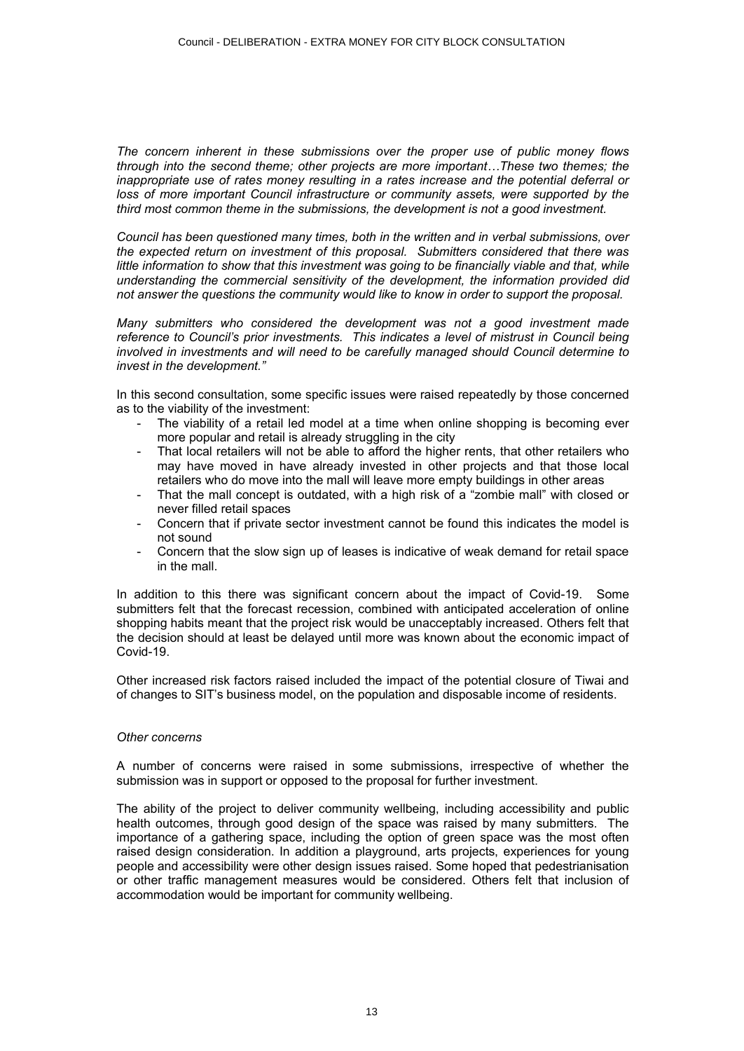*The concern inherent in these submissions over the proper use of public money flows through into the second theme; other projects are more important…These two themes; the inappropriate use of rates money resulting in a rates increase and the potential deferral or loss of more important Council infrastructure or community assets, were supported by the third most common theme in the submissions, the development is not a good investment.*

*Council has been questioned many times, both in the written and in verbal submissions, over the expected return on investment of this proposal. Submitters considered that there was little information to show that this investment was going to be financially viable and that, while understanding the commercial sensitivity of the development, the information provided did not answer the questions the community would like to know in order to support the proposal.*

*Many submitters who considered the development was not a good investment made reference to Council's prior investments. This indicates a level of mistrust in Council being involved in investments and will need to be carefully managed should Council determine to invest in the development."*

In this second consultation, some specific issues were raised repeatedly by those concerned as to the viability of the investment:

- The viability of a retail led model at a time when online shopping is becoming ever more popular and retail is already struggling in the city
- That local retailers will not be able to afford the higher rents, that other retailers who may have moved in have already invested in other projects and that those local retailers who do move into the mall will leave more empty buildings in other areas
- That the mall concept is outdated, with a high risk of a "zombie mall" with closed or never filled retail spaces
- Concern that if private sector investment cannot be found this indicates the model is not sound
- Concern that the slow sign up of leases is indicative of weak demand for retail space in the mall.

In addition to this there was significant concern about the impact of Covid-19. Some submitters felt that the forecast recession, combined with anticipated acceleration of online shopping habits meant that the project risk would be unacceptably increased. Others felt that the decision should at least be delayed until more was known about the economic impact of Covid-19.

Other increased risk factors raised included the impact of the potential closure of Tiwai and of changes to SIT's business model, on the population and disposable income of residents.

*Other concerns*

A number of concerns were raised in some submissions, irrespective of whether the submission was in support or opposed to the proposal for further investment.

The ability of the project to deliver community wellbeing, including accessibility and public health outcomes, through good design of the space was raised by many submitters. The importance of a gathering space, including the option of green space was the most often raised design consideration. In addition a playground, arts projects, experiences for young people and accessibility were other design issues raised. Some hoped that pedestrianisation or other traffic management measures would be considered. Others felt that inclusion of accommodation would be important for community wellbeing.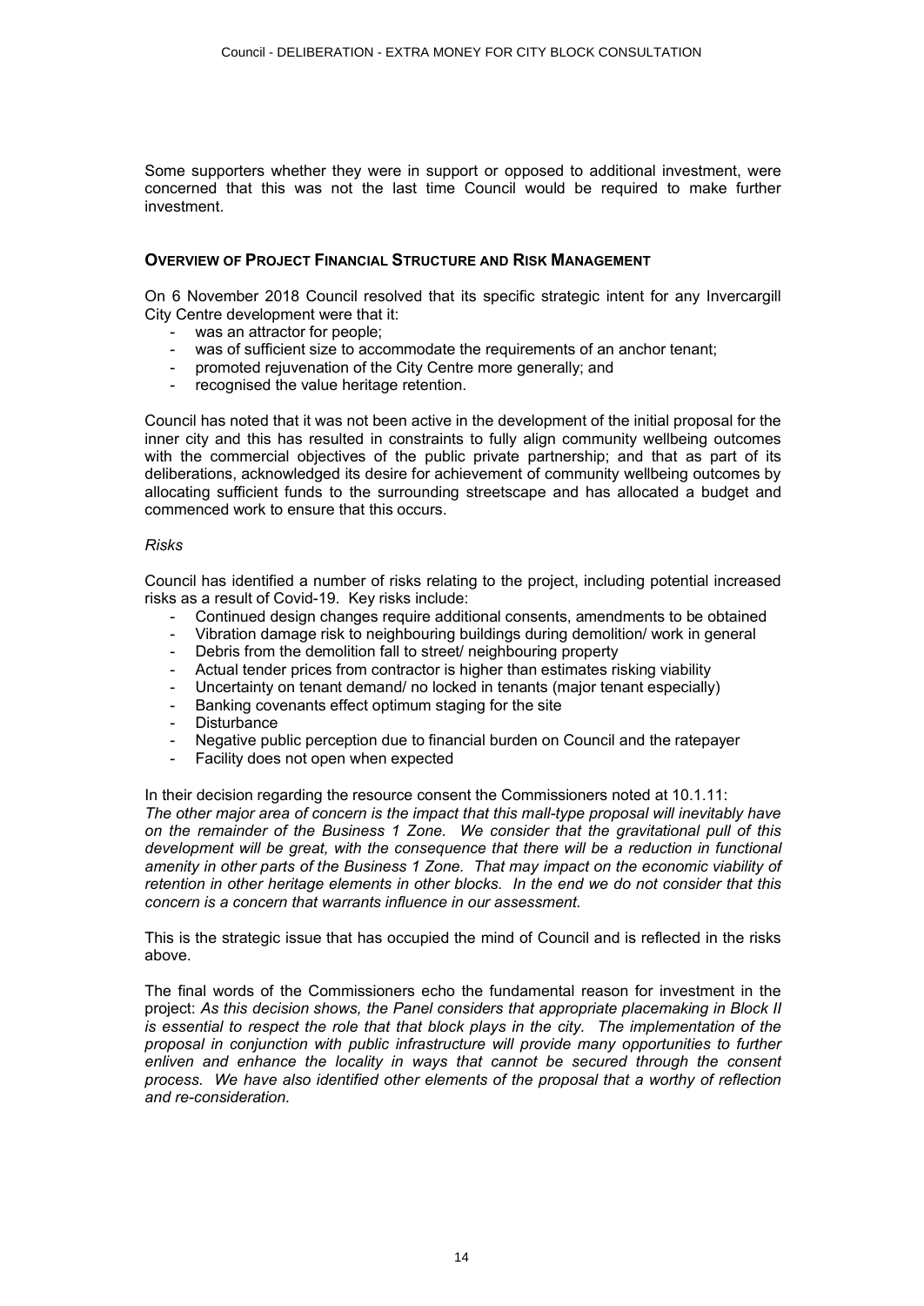Some supporters whether they were in support or opposed to additional investment, were concerned that this was not the last time Council would be required to make further investment.

## OVERVIEW OF PROJECT FINANCIAL STRUCTURE AND RISK MANAGEMENT

On 6 November 2018 Council resolved that its specific strategic intent for any Invercargill City Centre development were that it:

- was an attractor for people;
- was of sufficient size to accommodate the requirements of an anchor tenant;
- promoted rejuvenation of the City Centre more generally; and
- recognised the value heritage retention.

Council has noted that it was not been active in the development of the initial proposal for the inner city and this has resulted in constraints to fully align community wellbeing outcomes with the commercial objectives of the public private partnership; and that as part of its deliberations, acknowledged its desire for achievement of community wellbeing outcomes by allocating sufficient funds to the surrounding streetscape and has allocated a budget and commenced work to ensure that this occurs.

*Risks*

Council has identified a number of risks relating to the project, including potential increased risks as a result of Covid-19. Key risks include:

- Continued design changes require additional consents, amendments to be obtained
- Vibration damage risk to neighbouring buildings during demolition/ work in general
- Debris from the demolition fall to street/ neighbouring property
- Actual tender prices from contractor is higher than estimates risking viability
- Uncertainty on tenant demand/ no locked in tenants (major tenant especially)
- Banking covenants effect optimum staging for the site
- Disturbance
- Negative public perception due to financial burden on Council and the ratepayer
- Facility does not open when expected

In their decision regarding the resource consent the Commissioners noted at 10.1.11:
*The other major area of concern is the impact that this mall-type proposal will inevitably have on the remainder of the Business 1 Zone. We consider that the gravitational pull of this development will be great, with the consequence that there will be a reduction in functional amenity in other parts of the Business 1 Zone. That may impact on the economic viability of retention in other heritage elements in other blocks. In the end we do not consider that this concern is a concern that warrants influence in our assessment.*

This is the strategic issue that has occupied the mind of Council and is reflected in the risks above.

The final words of the Commissioners echo the fundamental reason for investment in the project: *As this decision shows, the Panel considers that appropriate placemaking in Block II is essential to respect the role that that block plays in the city. The implementation of the proposal in conjunction with public infrastructure will provide many opportunities to further enliven and enhance the locality in ways that cannot be secured through the consent process. We have also identified other elements of the proposal that a worthy of reflection and re-consideration.*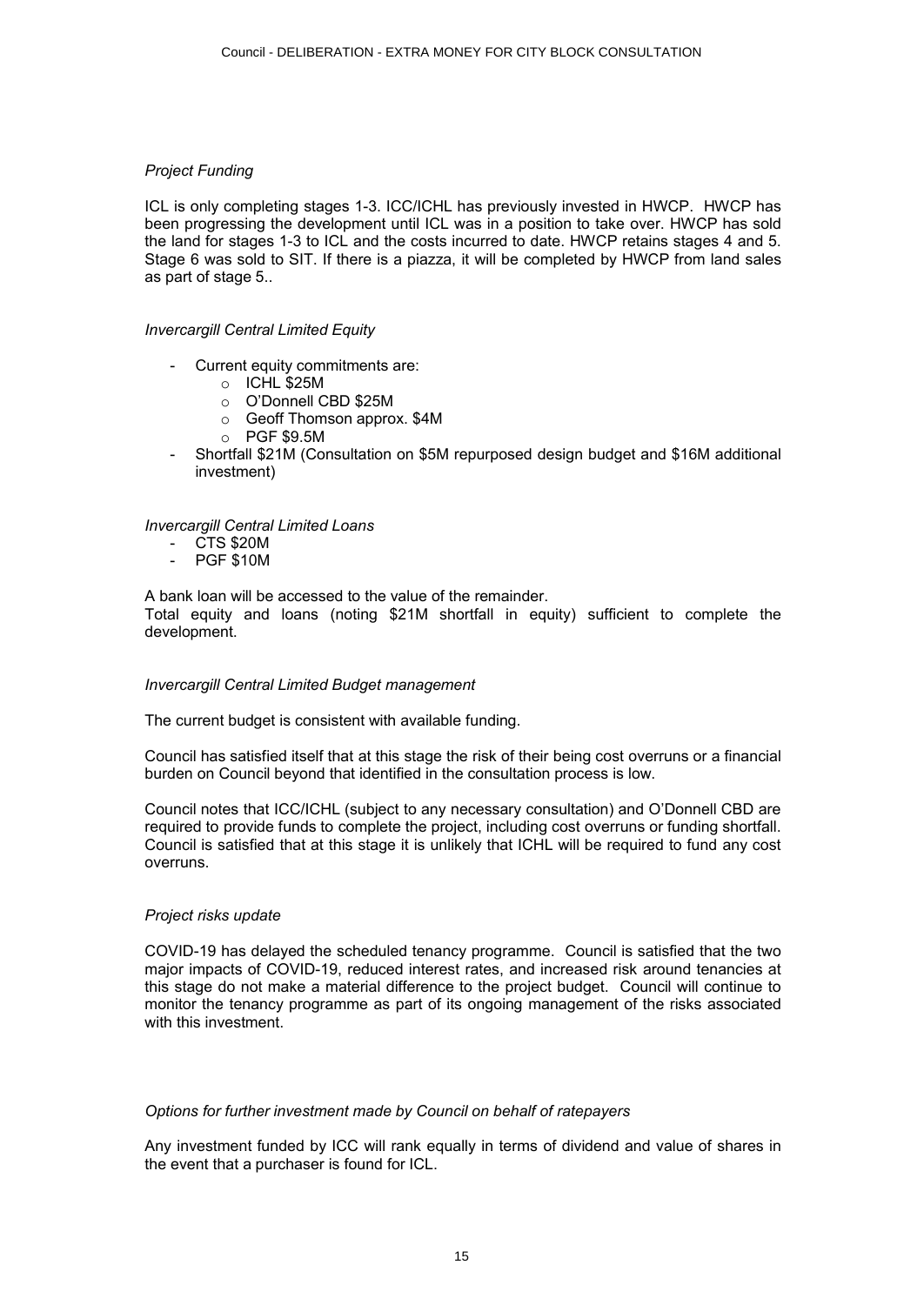*Project Funding*

ICL is only completing stages 1-3. ICC/ICHL has previously invested in HWCP. HWCP has been progressing the development until ICL was in a position to take over. HWCP has sold the land for stages 1-3 to ICL and the costs incurred to date. HWCP retains stages 4 and 5. Stage 6 was sold to SIT. If there is a piazza, it will be completed by HWCP from land sales as part of stage 5..

*Invercargill Central Limited Equity*

- Current equity commitments are:
  - ICHL $25M
  - O'Donnell CBD $25M
  - Geoff Thomson approx. $4M
  - PGF $9.5M
- Shortfall $21M (Consultation on $5M repurposed design budget and $16M additional investment)

*Invercargill Central Limited Loans*

- CTS $20M
- PGF $10M

A bank loan will be accessed to the value of the remainder.
Total equity and loans (noting $21M shortfall in equity) sufficient to complete the development.

*Invercargill Central Limited Budget management*

The current budget is consistent with available funding.

Council has satisfied itself that at this stage the risk of their being cost overruns or a financial burden on Council beyond that identified in the consultation process is low.

Council notes that ICC/ICHL (subject to any necessary consultation) and O'Donnell CBD are required to provide funds to complete the project, including cost overruns or funding shortfall. Council is satisfied that at this stage it is unlikely that ICHL will be required to fund any cost overruns.

*Project risks update*

COVID-19 has delayed the scheduled tenancy programme. Council is satisfied that the two major impacts of COVID-19, reduced interest rates, and increased risk around tenancies at this stage do not make a material difference to the project budget. Council will continue to monitor the tenancy programme as part of its ongoing management of the risks associated with this investment.

*Options for further investment made by Council on behalf of ratepayers*

Any investment funded by ICC will rank equally in terms of dividend and value of shares in the event that a purchaser is found for ICL.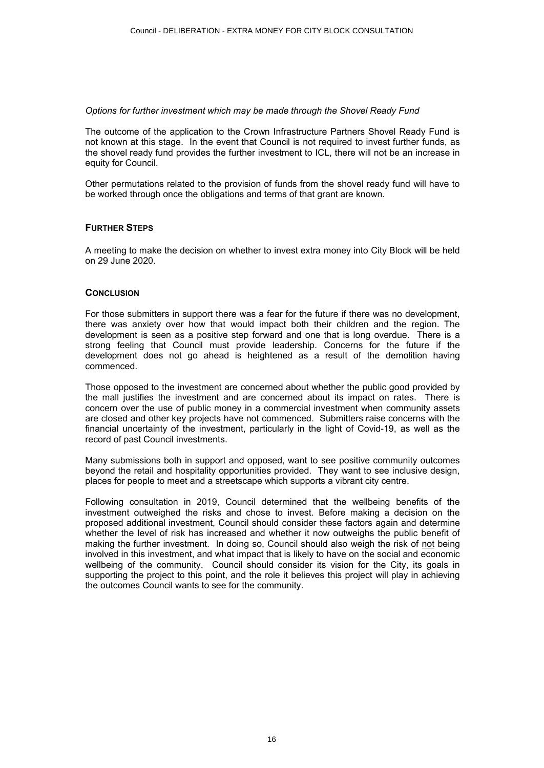*Options for further investment which may be made through the Shovel Ready Fund*

The outcome of the application to the Crown Infrastructure Partners Shovel Ready Fund is not known at this stage. In the event that Council is not required to invest further funds, as the shovel ready fund provides the further investment to ICL, there will not be an increase in equity for Council.

Other permutations related to the provision of funds from the shovel ready fund will have to be worked through once the obligations and terms of that grant are known.

## FURTHER STEPS

A meeting to make the decision on whether to invest extra money into City Block will be held on 29 June 2020.

## CONCLUSION

For those submitters in support there was a fear for the future if there was no development, there was anxiety over how that would impact both their children and the region. The development is seen as a positive step forward and one that is long overdue. There is a strong feeling that Council must provide leadership. Concerns for the future if the development does not go ahead is heightened as a result of the demolition having commenced.

Those opposed to the investment are concerned about whether the public good provided by the mall justifies the investment and are concerned about its impact on rates. There is concern over the use of public money in a commercial investment when community assets are closed and other key projects have not commenced. Submitters raise concerns with the financial uncertainty of the investment, particularly in the light of Covid-19, as well as the record of past Council investments.

Many submissions both in support and opposed, want to see positive community outcomes beyond the retail and hospitality opportunities provided. They want to see inclusive design, places for people to meet and a streetscape which supports a vibrant city centre.

Following consultation in 2019, Council determined that the wellbeing benefits of the investment outweighed the risks and chose to invest. Before making a decision on the proposed additional investment, Council should consider these factors again and determine whether the level of risk has increased and whether it now outweighs the public benefit of making the further investment. In doing so, Council should also weigh the risk of <u>not</u> being involved in this investment, and what impact that is likely to have on the social and economic wellbeing of the community. Council should consider its vision for the City, its goals in supporting the project to this point, and the role it believes this project will play in achieving the outcomes Council wants to see for the community.